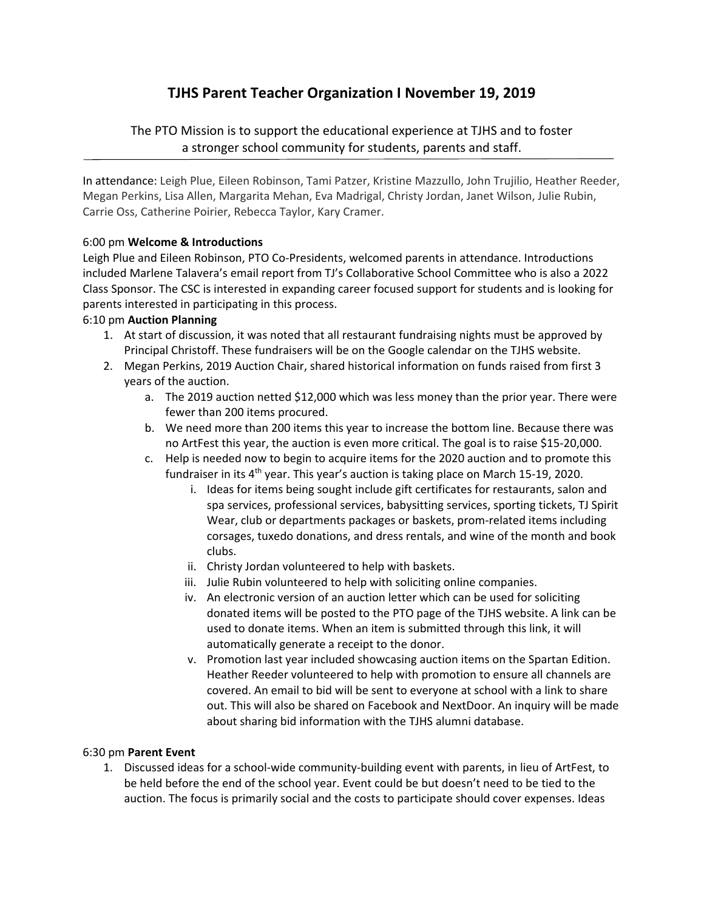# TJHS Parent Teacher Organization I November 19, 2019

The PTO Mission is to support the educational experience at TJHS and to foster a stronger school community for students, parents and staff.

In attendance: Leigh Plue, Eileen Robinson, Tami Patzer, Kristine Mazzullo, John Trujilio, Heather Reeder, Megan Perkins, Lisa Allen, Margarita Mehan, Eva Madrigal, Christy Jordan, Janet Wilson, Julie Rubin, Carrie Oss, Catherine Poirier, Rebecca Taylor, Kary Cramer.

6:00 pm **Welcome & Introductions**

Leigh Plue and Eileen Robinson, PTO Co-Presidents, welcomed parents in attendance. Introductions included Marlene Talavera's email report from TJ's Collaborative School Committee who is also a 2022 Class Sponsor. The CSC is interested in expanding career focused support for students and is looking for parents interested in participating in this process.

6:10 pm **Auction Planning**

1. At start of discussion, it was noted that all restaurant fundraising nights must be approved by Principal Christoff. These fundraisers will be on the Google calendar on the TJHS website.
2. Megan Perkins, 2019 Auction Chair, shared historical information on funds raised from first 3 years of the auction.
   a. The 2019 auction netted $12,000 which was less money than the prior year. There were fewer than 200 items procured.
   b. We need more than 200 items this year to increase the bottom line. Because there was no ArtFest this year, the auction is even more critical. The goal is to raise $15-20,000.
   c. Help is needed now to begin to acquire items for the 2020 auction and to promote this fundraiser in its 4th year. This year's auction is taking place on March 15-19, 2020.
      i. Ideas for items being sought include gift certificates for restaurants, salon and spa services, professional services, babysitting services, sporting tickets, TJ Spirit Wear, club or departments packages or baskets, prom-related items including corsages, tuxedo donations, and dress rentals, and wine of the month and book clubs.
      ii. Christy Jordan volunteered to help with baskets.
      iii. Julie Rubin volunteered to help with soliciting online companies.
      iv. An electronic version of an auction letter which can be used for soliciting donated items will be posted to the PTO page of the TJHS website. A link can be used to donate items. When an item is submitted through this link, it will automatically generate a receipt to the donor.
      v. Promotion last year included showcasing auction items on the Spartan Edition. Heather Reeder volunteered to help with promotion to ensure all channels are covered. An email to bid will be sent to everyone at school with a link to share out. This will also be shared on Facebook and NextDoor. An inquiry will be made about sharing bid information with the TJHS alumni database.

6:30 pm **Parent Event**

1. Discussed ideas for a school-wide community-building event with parents, in lieu of ArtFest, to be held before the end of the school year. Event could be but doesn't need to be tied to the auction. The focus is primarily social and the costs to participate should cover expenses. Ideas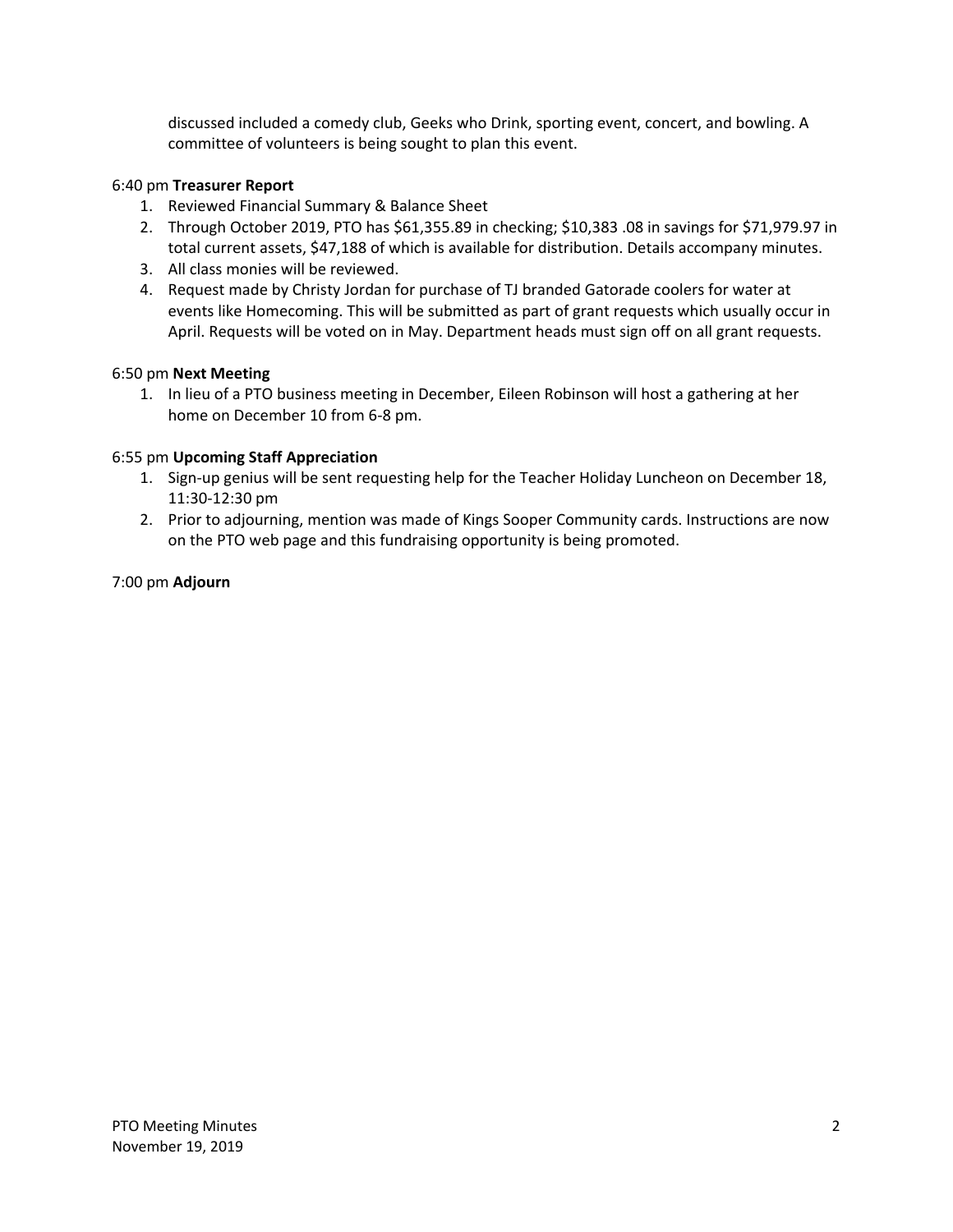discussed included a comedy club, Geeks who Drink, sporting event, concert, and bowling. A committee of volunteers is being sought to plan this event.

6:40 pm **Treasurer Report**

1. Reviewed Financial Summary & Balance Sheet
2. Through October 2019, PTO has $61,355.89 in checking; $10,383 .08 in savings for $71,979.97 in total current assets, $47,188 of which is available for distribution. Details accompany minutes.
3. All class monies will be reviewed.
4. Request made by Christy Jordan for purchase of TJ branded Gatorade coolers for water at events like Homecoming. This will be submitted as part of grant requests which usually occur in April. Requests will be voted on in May. Department heads must sign off on all grant requests.

6:50 pm **Next Meeting**

1. In lieu of a PTO business meeting in December, Eileen Robinson will host a gathering at her home on December 10 from 6-8 pm.

6:55 pm **Upcoming Staff Appreciation**

1. Sign-up genius will be sent requesting help for the Teacher Holiday Luncheon on December 18, 11:30-12:30 pm
2. Prior to adjourning, mention was made of Kings Sooper Community cards. Instructions are now on the PTO web page and this fundraising opportunity is being promoted.

7:00 pm **Adjourn**